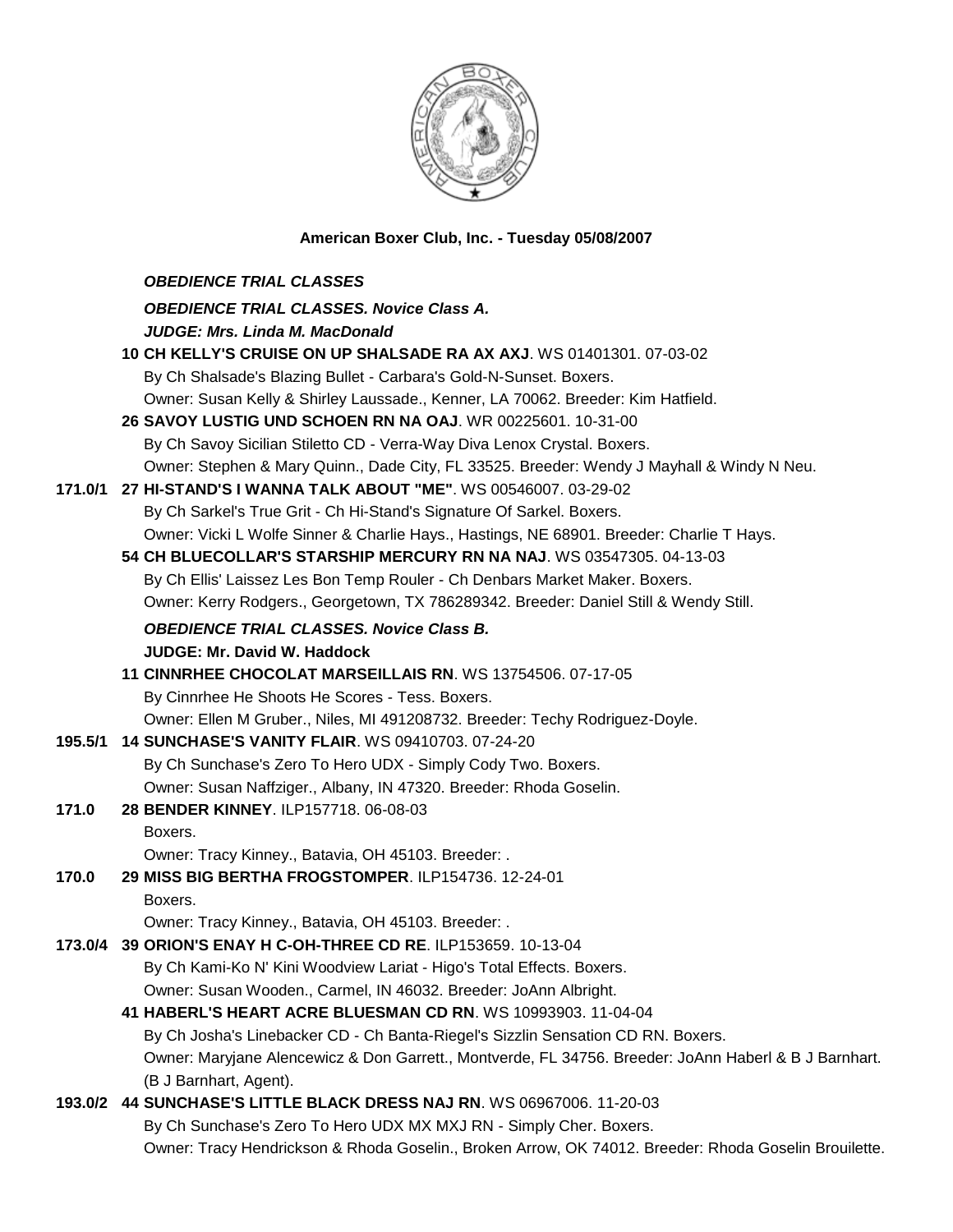**American Boxer Club, Inc. - Tuesday 05/08/2007**

***OBEDIENCE TRIAL CLASSES***

***OBEDIENCE TRIAL CLASSES. Novice Class A.***

***JUDGE: Mrs. Linda M. MacDonald***

**10 CH KELLY'S CRUISE ON UP SHALSADE RA AX AXJ**. WS 01401301. 07-03-02
By Ch Shalsade's Blazing Bullet - Carbara's Gold-N-Sunset. Boxers.
Owner: Susan Kelly & Shirley Laussade., Kenner, LA 70062. Breeder: Kim Hatfield.

**26 SAVOY LUSTIG UND SCHOEN RN NA OAJ**. WR 00225601. 10-31-00
By Ch Savoy Sicilian Stiletto CD - Verra-Way Diva Lenox Crystal. Boxers.
Owner: Stephen & Mary Quinn., Dade City, FL 33525. Breeder: Wendy J Mayhall & Windy N Neu.

**171.0/1 27 HI-STAND'S I WANNA TALK ABOUT "ME"**. WS 00546007. 03-29-02
By Ch Sarkel's True Grit - Ch Hi-Stand's Signature Of Sarkel. Boxers.
Owner: Vicki L Wolfe Sinner & Charlie Hays., Hastings, NE 68901. Breeder: Charlie T Hays.

**54 CH BLUECOLLAR'S STARSHIP MERCURY RN NA NAJ**. WS 03547305. 04-13-03
By Ch Ellis' Laissez Les Bon Temp Rouler - Ch Denbars Market Maker. Boxers.
Owner: Kerry Rodgers., Georgetown, TX 786289342. Breeder: Daniel Still & Wendy Still.

***OBEDIENCE TRIAL CLASSES. Novice Class B.***

**JUDGE: Mr. David W. Haddock**

**11 CINNRHEE CHOCOLAT MARSEILLAIS RN**. WS 13754506. 07-17-05
By Cinnrhee He Shoots He Scores - Tess. Boxers.
Owner: Ellen M Gruber., Niles, MI 491208732. Breeder: Techy Rodriguez-Doyle.

**195.5/1 14 SUNCHASE'S VANITY FLAIR**. WS 09410703. 07-24-20
By Ch Sunchase's Zero To Hero UDX - Simply Cody Two. Boxers.
Owner: Susan Naffziger., Albany, IN 47320. Breeder: Rhoda Goselin.

**171.0 28 BENDER KINNEY**. ILP157718. 06-08-03
Boxers.
Owner: Tracy Kinney., Batavia, OH 45103. Breeder: .

**170.0 29 MISS BIG BERTHA FROGSTOMPER**. ILP154736. 12-24-01
Boxers.
Owner: Tracy Kinney., Batavia, OH 45103. Breeder: .

**173.0/4 39 ORION'S ENAY H C-OH-THREE CD RE**. ILP153659. 10-13-04
By Ch Kami-Ko N' Kini Woodview Lariat - Higo's Total Effects. Boxers.
Owner: Susan Wooden., Carmel, IN 46032. Breeder: JoAnn Albright.

**41 HABERL'S HEART ACRE BLUESMAN CD RN**. WS 10993903. 11-04-04
By Ch Josha's Linebacker CD - Ch Banta-Riegel's Sizzlin Sensation CD RN. Boxers.
Owner: Maryjane Alencewicz & Don Garrett., Montverde, FL 34756. Breeder: JoAnn Haberl & B J Barnhart. (B J Barnhart, Agent).

**193.0/2 44 SUNCHASE'S LITTLE BLACK DRESS NAJ RN**. WS 06967006. 11-20-03
By Ch Sunchase's Zero To Hero UDX MX MXJ RN - Simply Cher. Boxers.
Owner: Tracy Hendrickson & Rhoda Goselin., Broken Arrow, OK 74012. Breeder: Rhoda Goselin Brouilette.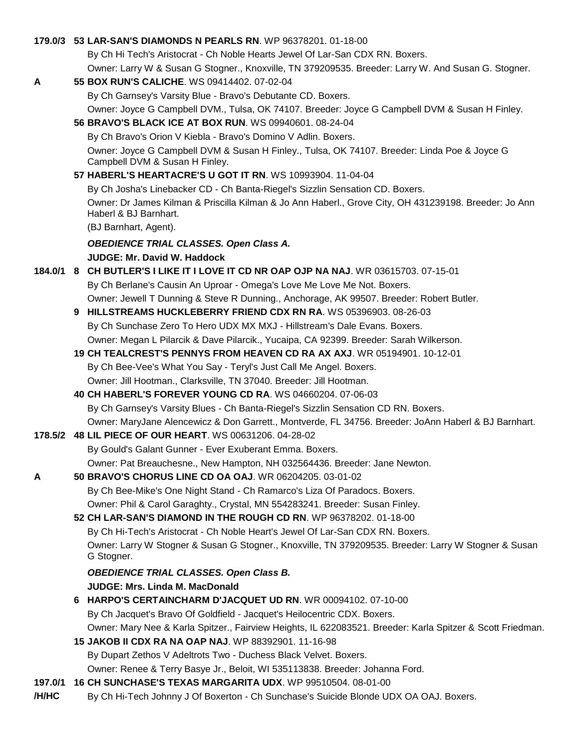**179.0/3** **53 LAR-SAN'S DIAMONDS N PEARLS RN**. WP 96378201. 01-18-00
By Ch Hi Tech's Aristocrat - Ch Noble Hearts Jewel Of Lar-San CDX RN. Boxers.
Owner: Larry W & Susan G Stogner., Knoxville, TN 379209535. Breeder: Larry W. And Susan G. Stogner.

**A** **55 BOX RUN'S CALICHE**. WS 09414402. 07-02-04
By Ch Garnsey's Varsity Blue - Bravo's Debutante CD. Boxers.
Owner: Joyce G Campbell DVM., Tulsa, OK 74107. Breeder: Joyce G Campbell DVM & Susan H Finley.

**56 BRAVO'S BLACK ICE AT BOX RUN**. WS 09940601. 08-24-04
By Ch Bravo's Orion V Kiebla - Bravo's Domino V Adlin. Boxers.
Owner: Joyce G Campbell DVM & Susan H Finley., Tulsa, OK 74107. Breeder: Linda Poe & Joyce G Campbell DVM & Susan H Finley.

**57 HABERL'S HEARTACRE'S U GOT IT RN**. WS 10993904. 11-04-04
By Ch Josha's Linebacker CD - Ch Banta-Riegel's Sizzlin Sensation CD. Boxers.
Owner: Dr James Kilman & Priscilla Kilman & Jo Ann Haberl., Grove City, OH 431239198. Breeder: Jo Ann Haberl & BJ Barnhart.
(BJ Barnhart, Agent).

***OBEDIENCE TRIAL CLASSES. Open Class A.***

**JUDGE: Mr. David W. Haddock**

**184.0/1** **8 CH BUTLER'S I LIKE IT I LOVE IT CD NR OAP OJP NA NAJ**. WR 03615703. 07-15-01
By Ch Berlane's Causin An Uproar - Omega's Love Me Love Me Not. Boxers.
Owner: Jewell T Dunning & Steve R Dunning., Anchorage, AK 99507. Breeder: Robert Butler.

**9 HILLSTREAMS HUCKLEBERRY FRIEND CDX RN RA**. WS 05396903. 08-26-03
By Ch Sunchase Zero To Hero UDX MX MXJ - Hillstream's Dale Evans. Boxers.
Owner: Megan L Pilarcik & Dave Pilarcik., Yucaipa, CA 92399. Breeder: Sarah Wilkerson.

**19 CH TEALCREST'S PENNYS FROM HEAVEN CD RA AX AXJ**. WR 05194901. 10-12-01
By Ch Bee-Vee's What You Say - Teryl's Just Call Me Angel. Boxers.
Owner: Jill Hootman., Clarksville, TN 37040. Breeder: Jill Hootman.

**40 CH HABERL'S FOREVER YOUNG CD RA**. WS 04660204. 07-06-03
By Ch Garnsey's Varsity Blues - Ch Banta-Riegel's Sizzlin Sensation CD RN. Boxers.
Owner: MaryJane Alencewicz & Don Garrett., Montverde, FL 34756. Breeder: JoAnn Haberl & BJ Barnhart.

**178.5/2** **48 LIL PIECE OF OUR HEART**. WS 00631206. 04-28-02
By Gould's Galant Gunner - Ever Exuberant Emma. Boxers.
Owner: Pat Breauchesne., New Hampton, NH 032564436. Breeder: Jane Newton.

**A** **50 BRAVO'S CHORUS LINE CD OA OAJ**. WR 06204205. 03-01-02
By Ch Bee-Mike's One Night Stand - Ch Ramarco's Liza Of Paradocs. Boxers.
Owner: Phil & Carol Garaghty., Crystal, MN 554283241. Breeder: Susan Finley.

**52 CH LAR-SAN'S DIAMOND IN THE ROUGH CD RN**. WP 96378202. 01-18-00
By Ch Hi-Tech's Aristocrat - Ch Noble Heart's Jewel Of Lar-San CDX RN. Boxers.
Owner: Larry W Stogner & Susan G Stogner., Knoxville, TN 379209535. Breeder: Larry W Stogner & Susan G Stogner.

***OBEDIENCE TRIAL CLASSES. Open Class B.***

**JUDGE: Mrs. Linda M. MacDonald**

**6 HARPO'S CERTAINCHARM D'JACQUET UD RN**. WR 00094102. 07-10-00
By Ch Jacquet's Bravo Of Goldfield - Jacquet's Heilocentric CDX. Boxers.
Owner: Mary Nee & Karla Spitzer., Fairview Heights, IL 622083521. Breeder: Karla Spitzer & Scott Friedman.

**15 JAKOB II CDX RA NA OAP NAJ**. WP 88392901. 11-16-98
By Dupart Zethos V Adeltrots Two - Duchess Black Velvet. Boxers.
Owner: Renee & Terry Basye Jr., Beloit, WI 535113838. Breeder: Johanna Ford.

**197.0/1 /H/HC** **16 CH SUNCHASE'S TEXAS MARGARITA UDX**. WP 99510504. 08-01-00
By Ch Hi-Tech Johnny J Of Boxerton - Ch Sunchase's Suicide Blonde UDX OA OAJ. Boxers.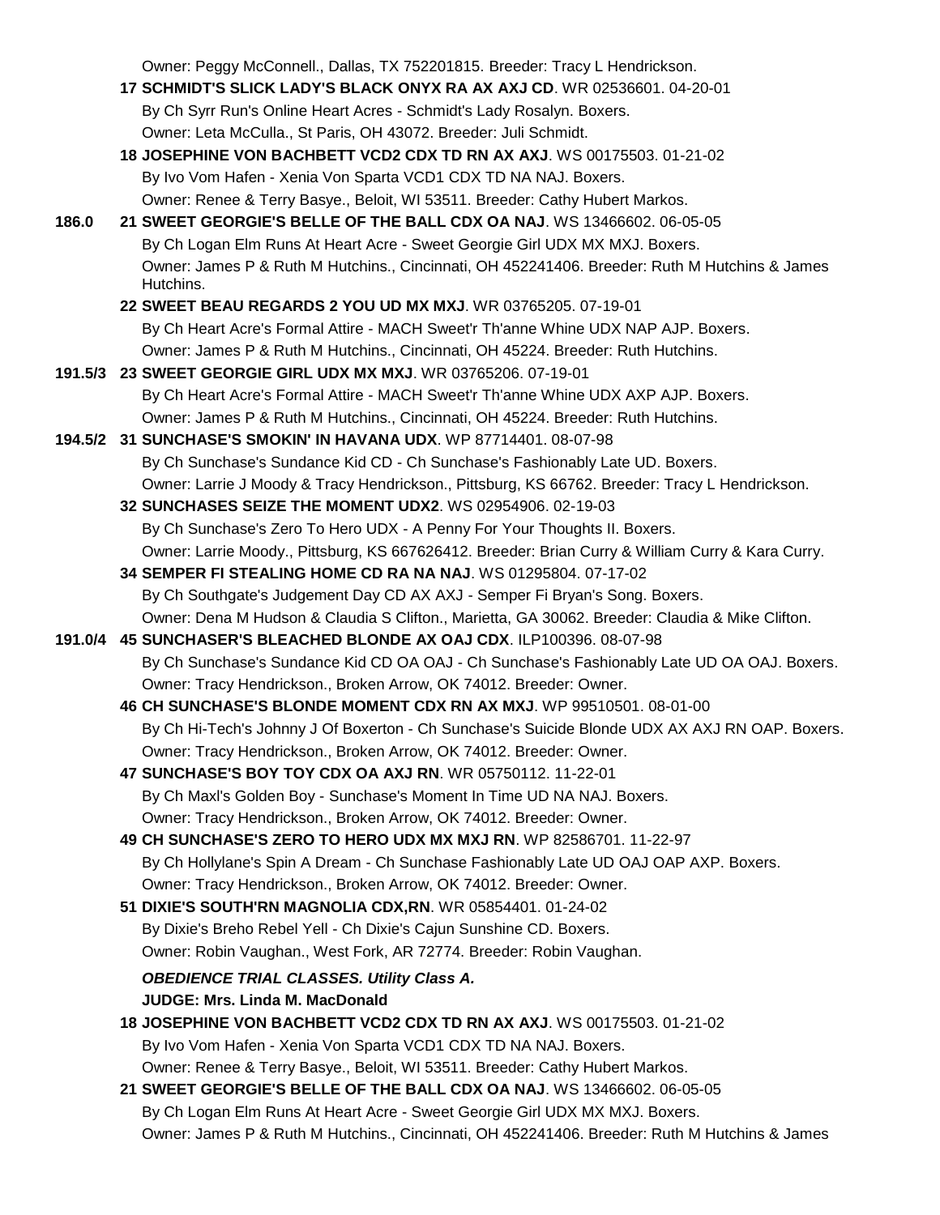Owner: Peggy McConnell., Dallas, TX 752201815. Breeder: Tracy L Hendrickson.

**17 SCHMIDT'S SLICK LADY'S BLACK ONYX RA AX AXJ CD**. WR 02536601. 04-20-01
By Ch Syrr Run's Online Heart Acres - Schmidt's Lady Rosalyn. Boxers.
Owner: Leta McCulla., St Paris, OH 43072. Breeder: Juli Schmidt.

**18 JOSEPHINE VON BACHBETT VCD2 CDX TD RN AX AXJ**. WS 00175503. 01-21-02
By Ivo Vom Hafen - Xenia Von Sparta VCD1 CDX TD NA NAJ. Boxers.
Owner: Renee & Terry Basye., Beloit, WI 53511. Breeder: Cathy Hubert Markos.

**186.0** **21 SWEET GEORGIE'S BELLE OF THE BALL CDX OA NAJ**. WS 13466602. 06-05-05
By Ch Logan Elm Runs At Heart Acre - Sweet Georgie Girl UDX MX MXJ. Boxers.
Owner: James P & Ruth M Hutchins., Cincinnati, OH 452241406. Breeder: Ruth M Hutchins & James Hutchins.

**22 SWEET BEAU REGARDS 2 YOU UD MX MXJ**. WR 03765205. 07-19-01
By Ch Heart Acre's Formal Attire - MACH Sweet'r Th'anne Whine UDX NAP AJP. Boxers.
Owner: James P & Ruth M Hutchins., Cincinnati, OH 45224. Breeder: Ruth Hutchins.

**191.5/3** **23 SWEET GEORGIE GIRL UDX MX MXJ**. WR 03765206. 07-19-01
By Ch Heart Acre's Formal Attire - MACH Sweet'r Th'anne Whine UDX AXP AJP. Boxers.
Owner: James P & Ruth M Hutchins., Cincinnati, OH 45224. Breeder: Ruth Hutchins.

**194.5/2** **31 SUNCHASE'S SMOKIN' IN HAVANA UDX**. WP 87714401. 08-07-98
By Ch Sunchase's Sundance Kid CD - Ch Sunchase's Fashionably Late UD. Boxers.
Owner: Larrie J Moody & Tracy Hendrickson., Pittsburg, KS 66762. Breeder: Tracy L Hendrickson.

**32 SUNCHASES SEIZE THE MOMENT UDX2**. WS 02954906. 02-19-03
By Ch Sunchase's Zero To Hero UDX - A Penny For Your Thoughts II. Boxers.
Owner: Larrie Moody., Pittsburg, KS 667626412. Breeder: Brian Curry & William Curry & Kara Curry.

**34 SEMPER FI STEALING HOME CD RA NA NAJ**. WS 01295804. 07-17-02
By Ch Southgate's Judgement Day CD AX AXJ - Semper Fi Bryan's Song. Boxers.
Owner: Dena M Hudson & Claudia S Clifton., Marietta, GA 30062. Breeder: Claudia & Mike Clifton.

**191.0/4** **45 SUNCHASER'S BLEACHED BLONDE AX OAJ CDX**. ILP100396. 08-07-98
By Ch Sunchase's Sundance Kid CD OA OAJ - Ch Sunchase's Fashionably Late UD OA OAJ. Boxers.
Owner: Tracy Hendrickson., Broken Arrow, OK 74012. Breeder: Owner.

**46 CH SUNCHASE'S BLONDE MOMENT CDX RN AX MXJ**. WP 99510501. 08-01-00
By Ch Hi-Tech's Johnny J Of Boxerton - Ch Sunchase's Suicide Blonde UDX AX AXJ RN OAP. Boxers.
Owner: Tracy Hendrickson., Broken Arrow, OK 74012. Breeder: Owner.

**47 SUNCHASE'S BOY TOY CDX OA AXJ RN**. WR 05750112. 11-22-01
By Ch Maxl's Golden Boy - Sunchase's Moment In Time UD NA NAJ. Boxers.
Owner: Tracy Hendrickson., Broken Arrow, OK 74012. Breeder: Owner.

**49 CH SUNCHASE'S ZERO TO HERO UDX MX MXJ RN**. WP 82586701. 11-22-97
By Ch Hollylane's Spin A Dream - Ch Sunchase Fashionably Late UD OAJ OAP AXP. Boxers.
Owner: Tracy Hendrickson., Broken Arrow, OK 74012. Breeder: Owner.

**51 DIXIE'S SOUTH'RN MAGNOLIA CDX,RN**. WR 05854401. 01-24-02
By Dixie's Breho Rebel Yell - Ch Dixie's Cajun Sunshine CD. Boxers.
Owner: Robin Vaughan., West Fork, AR 72774. Breeder: Robin Vaughan.

***OBEDIENCE TRIAL CLASSES. Utility Class A.***

**JUDGE: Mrs. Linda M. MacDonald**

**18 JOSEPHINE VON BACHBETT VCD2 CDX TD RN AX AXJ**. WS 00175503. 01-21-02
By Ivo Vom Hafen - Xenia Von Sparta VCD1 CDX TD NA NAJ. Boxers.
Owner: Renee & Terry Basye., Beloit, WI 53511. Breeder: Cathy Hubert Markos.

**21 SWEET GEORGIE'S BELLE OF THE BALL CDX OA NAJ**. WS 13466602. 06-05-05
By Ch Logan Elm Runs At Heart Acre - Sweet Georgie Girl UDX MX MXJ. Boxers.
Owner: James P & Ruth M Hutchins., Cincinnati, OH 452241406. Breeder: Ruth M Hutchins & James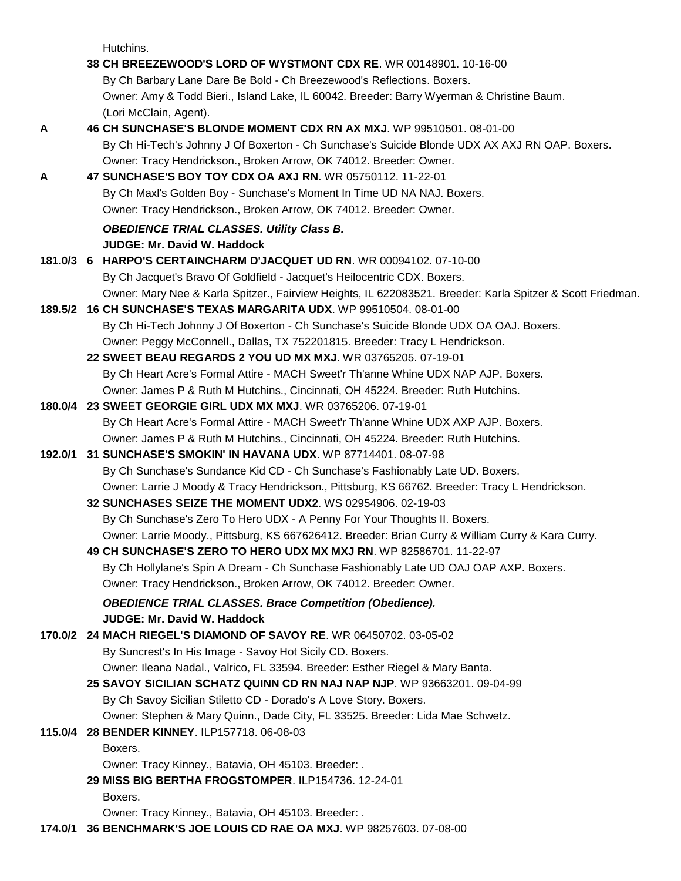Hutchins.

**38 CH BREEZEWOOD'S LORD OF WYSTMONT CDX RE**. WR 00148901. 10-16-00
By Ch Barbary Lane Dare Be Bold - Ch Breezewood's Reflections. Boxers.
Owner: Amy & Todd Bieri., Island Lake, IL 60042. Breeder: Barry Wyerman & Christine Baum.
(Lori McClain, Agent).

**A** **46 CH SUNCHASE'S BLONDE MOMENT CDX RN AX MXJ**. WP 99510501. 08-01-00
By Ch Hi-Tech's Johnny J Of Boxerton - Ch Sunchase's Suicide Blonde UDX AX AXJ RN OAP. Boxers.
Owner: Tracy Hendrickson., Broken Arrow, OK 74012. Breeder: Owner.

**A** **47 SUNCHASE'S BOY TOY CDX OA AXJ RN**. WR 05750112. 11-22-01
By Ch Maxl's Golden Boy - Sunchase's Moment In Time UD NA NAJ. Boxers.
Owner: Tracy Hendrickson., Broken Arrow, OK 74012. Breeder: Owner.

***OBEDIENCE TRIAL CLASSES. Utility Class B.***
**JUDGE: Mr. David W. Haddock**

**181.0/3** **6 HARPO'S CERTAINCHARM D'JACQUET UD RN**. WR 00094102. 07-10-00
By Ch Jacquet's Bravo Of Goldfield - Jacquet's Heilocentric CDX. Boxers.
Owner: Mary Nee & Karla Spitzer., Fairview Heights, IL 622083521. Breeder: Karla Spitzer & Scott Friedman.

**189.5/2** **16 CH SUNCHASE'S TEXAS MARGARITA UDX**. WP 99510504. 08-01-00
By Ch Hi-Tech Johnny J Of Boxerton - Ch Sunchase's Suicide Blonde UDX OA OAJ. Boxers.
Owner: Peggy McConnell., Dallas, TX 752201815. Breeder: Tracy L Hendrickson.

**22 SWEET BEAU REGARDS 2 YOU UD MX MXJ**. WR 03765205. 07-19-01
By Ch Heart Acre's Formal Attire - MACH Sweet'r Th'anne Whine UDX NAP AJP. Boxers.
Owner: James P & Ruth M Hutchins., Cincinnati, OH 45224. Breeder: Ruth Hutchins.

**180.0/4** **23 SWEET GEORGIE GIRL UDX MX MXJ**. WR 03765206. 07-19-01
By Ch Heart Acre's Formal Attire - MACH Sweet'r Th'anne Whine UDX AXP AJP. Boxers.
Owner: James P & Ruth M Hutchins., Cincinnati, OH 45224. Breeder: Ruth Hutchins.

**192.0/1** **31 SUNCHASE'S SMOKIN' IN HAVANA UDX**. WP 87714401. 08-07-98
By Ch Sunchase's Sundance Kid CD - Ch Sunchase's Fashionably Late UD. Boxers.
Owner: Larrie J Moody & Tracy Hendrickson., Pittsburg, KS 66762. Breeder: Tracy L Hendrickson.

**32 SUNCHASES SEIZE THE MOMENT UDX2**. WS 02954906. 02-19-03
By Ch Sunchase's Zero To Hero UDX - A Penny For Your Thoughts II. Boxers.
Owner: Larrie Moody., Pittsburg, KS 667626412. Breeder: Brian Curry & William Curry & Kara Curry.

**49 CH SUNCHASE'S ZERO TO HERO UDX MX MXJ RN**. WP 82586701. 11-22-97
By Ch Hollylane's Spin A Dream - Ch Sunchase Fashionably Late UD OAJ OAP AXP. Boxers.
Owner: Tracy Hendrickson., Broken Arrow, OK 74012. Breeder: Owner.

***OBEDIENCE TRIAL CLASSES. Brace Competition (Obedience).***
**JUDGE: Mr. David W. Haddock**

**170.0/2** **24 MACH RIEGEL'S DIAMOND OF SAVOY RE**. WR 06450702. 03-05-02
By Suncrest's In His Image - Savoy Hot Sicily CD. Boxers.
Owner: Ileana Nadal., Valrico, FL 33594. Breeder: Esther Riegel & Mary Banta.

**25 SAVOY SICILIAN SCHATZ QUINN CD RN NAJ NAP NJP**. WP 93663201. 09-04-99
By Ch Savoy Sicilian Stiletto CD - Dorado's A Love Story. Boxers.
Owner: Stephen & Mary Quinn., Dade City, FL 33525. Breeder: Lida Mae Schwetz.

**115.0/4** **28 BENDER KINNEY**. ILP157718. 06-08-03
Boxers.
Owner: Tracy Kinney., Batavia, OH 45103. Breeder: .

**29 MISS BIG BERTHA FROGSTOMPER**. ILP154736. 12-24-01
Boxers.
Owner: Tracy Kinney., Batavia, OH 45103. Breeder: .

**174.0/1** **36 BENCHMARK'S JOE LOUIS CD RAE OA MXJ**. WP 98257603. 07-08-00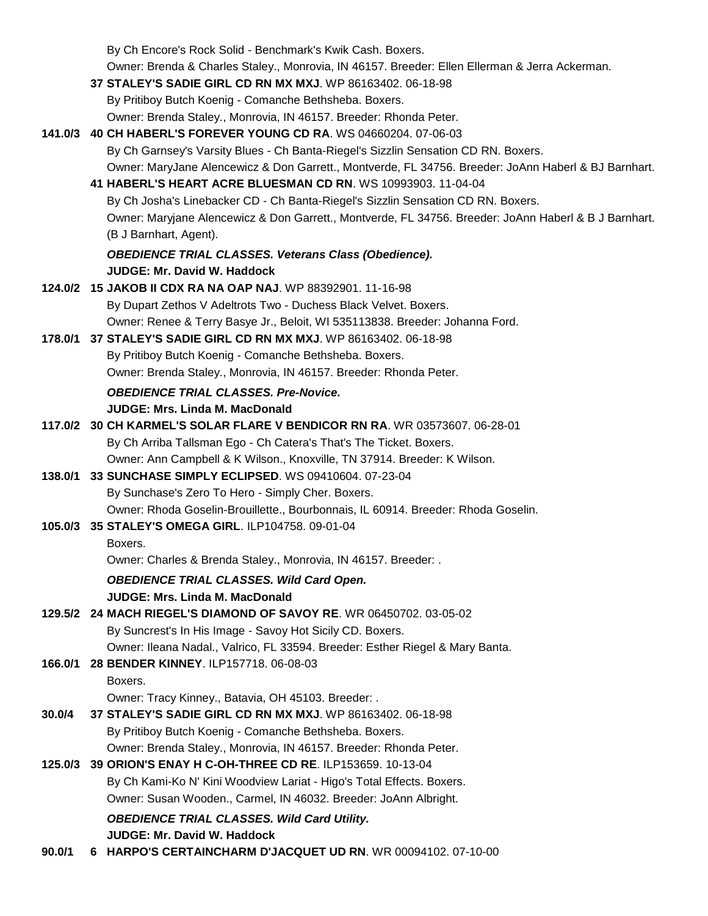By Ch Encore's Rock Solid - Benchmark's Kwik Cash. Boxers.
Owner: Brenda & Charles Staley., Monrovia, IN 46157. Breeder: Ellen Ellerman & Jerra Ackerman.

**37 STALEY'S SADIE GIRL CD RN MX MXJ**. WP 86163402. 06-18-98
By Pritiboy Butch Koenig - Comanche Bethsheba. Boxers.
Owner: Brenda Staley., Monrovia, IN 46157. Breeder: Rhonda Peter.

**141.0/3 40 CH HABERL'S FOREVER YOUNG CD RA**. WS 04660204. 07-06-03
By Ch Garnsey's Varsity Blues - Ch Banta-Riegel's Sizzlin Sensation CD RN. Boxers.
Owner: MaryJane Alencewicz & Don Garrett., Montverde, FL 34756. Breeder: JoAnn Haberl & BJ Barnhart.

**41 HABERL'S HEART ACRE BLUESMAN CD RN**. WS 10993903. 11-04-04
By Ch Josha's Linebacker CD - Ch Banta-Riegel's Sizzlin Sensation CD RN. Boxers.
Owner: Maryjane Alencewicz & Don Garrett., Montverde, FL 34756. Breeder: JoAnn Haberl & B J Barnhart. (B J Barnhart, Agent).

***OBEDIENCE TRIAL CLASSES. Veterans Class (Obedience).***
**JUDGE: Mr. David W. Haddock**

**124.0/2 15 JAKOB II CDX RA NA OAP NAJ**. WP 88392901. 11-16-98
By Dupart Zethos V Adeltrots Two - Duchess Black Velvet. Boxers.
Owner: Renee & Terry Basye Jr., Beloit, WI 535113838. Breeder: Johanna Ford.

**178.0/1 37 STALEY'S SADIE GIRL CD RN MX MXJ**. WP 86163402. 06-18-98
By Pritiboy Butch Koenig - Comanche Bethsheba. Boxers.
Owner: Brenda Staley., Monrovia, IN 46157. Breeder: Rhonda Peter.

***OBEDIENCE TRIAL CLASSES. Pre-Novice.***
**JUDGE: Mrs. Linda M. MacDonald**

**117.0/2 30 CH KARMEL'S SOLAR FLARE V BENDICOR RN RA**. WR 03573607. 06-28-01
By Ch Arriba Tallsman Ego - Ch Catera's That's The Ticket. Boxers.
Owner: Ann Campbell & K Wilson., Knoxville, TN 37914. Breeder: K Wilson.

**138.0/1 33 SUNCHASE SIMPLY ECLIPSED**. WS 09410604. 07-23-04
By Sunchase's Zero To Hero - Simply Cher. Boxers.
Owner: Rhoda Goselin-Brouillette., Bourbonnais, IL 60914. Breeder: Rhoda Goselin.

**105.0/3 35 STALEY'S OMEGA GIRL**. ILP104758. 09-01-04
Boxers.
Owner: Charles & Brenda Staley., Monrovia, IN 46157. Breeder: .

***OBEDIENCE TRIAL CLASSES. Wild Card Open.***
**JUDGE: Mrs. Linda M. MacDonald**

**129.5/2 24 MACH RIEGEL'S DIAMOND OF SAVOY RE**. WR 06450702. 03-05-02
By Suncrest's In His Image - Savoy Hot Sicily CD. Boxers.
Owner: Ileana Nadal., Valrico, FL 33594. Breeder: Esther Riegel & Mary Banta.

**166.0/1 28 BENDER KINNEY**. ILP157718. 06-08-03
Boxers.
Owner: Tracy Kinney., Batavia, OH 45103. Breeder: .

**30.0/4 37 STALEY'S SADIE GIRL CD RN MX MXJ**. WP 86163402. 06-18-98
By Pritiboy Butch Koenig - Comanche Bethsheba. Boxers.
Owner: Brenda Staley., Monrovia, IN 46157. Breeder: Rhonda Peter.

**125.0/3 39 ORION'S ENAY H C-OH-THREE CD RE**. ILP153659. 10-13-04
By Ch Kami-Ko N' Kini Woodview Lariat - Higo's Total Effects. Boxers.
Owner: Susan Wooden., Carmel, IN 46032. Breeder: JoAnn Albright.

***OBEDIENCE TRIAL CLASSES. Wild Card Utility.***
**JUDGE: Mr. David W. Haddock**

**90.0/1 6 HARPO'S CERTAINCHARM D'JACQUET UD RN**. WR 00094102. 07-10-00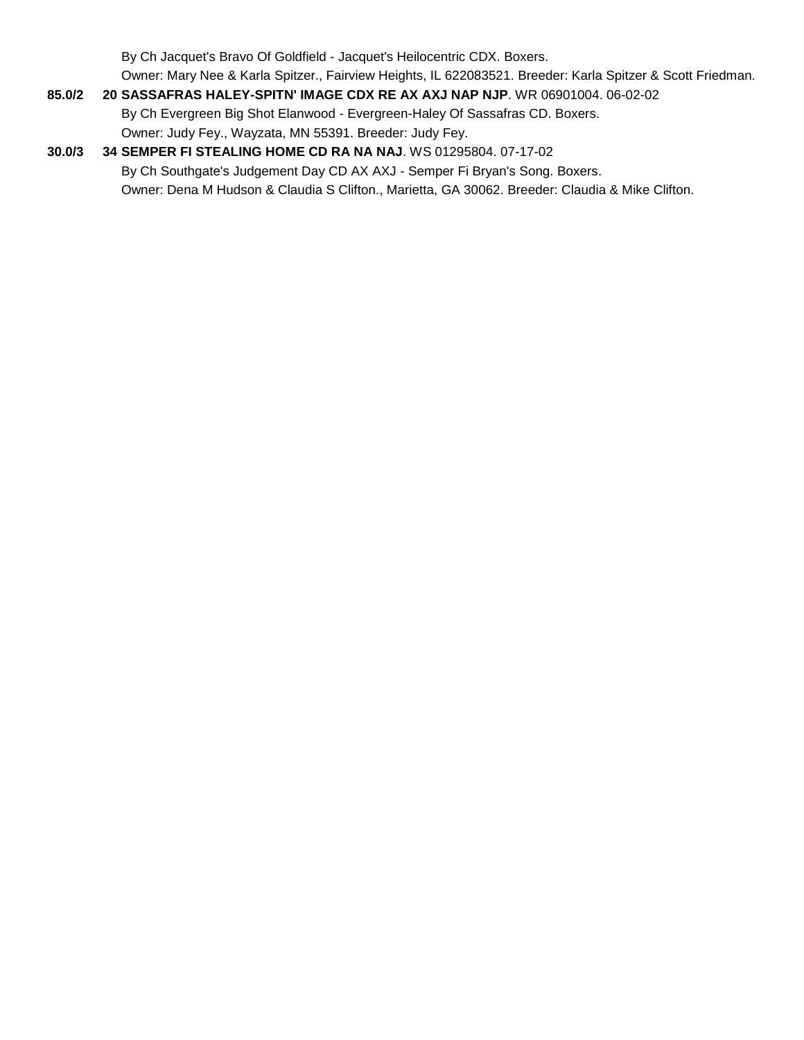By Ch Jacquet's Bravo Of Goldfield - Jacquet's Heilocentric CDX. Boxers.
Owner: Mary Nee & Karla Spitzer., Fairview Heights, IL 622083521. Breeder: Karla Spitzer & Scott Friedman.

**85.0/2** **20 SASSAFRAS HALEY-SPITN' IMAGE CDX RE AX AXJ NAP NJP**. WR 06901004. 06-02-02
By Ch Evergreen Big Shot Elanwood - Evergreen-Haley Of Sassafras CD. Boxers.
Owner: Judy Fey., Wayzata, MN 55391. Breeder: Judy Fey.

**30.0/3** **34 SEMPER FI STEALING HOME CD RA NA NAJ**. WS 01295804. 07-17-02
By Ch Southgate's Judgement Day CD AX AXJ - Semper Fi Bryan's Song. Boxers.
Owner: Dena M Hudson & Claudia S Clifton., Marietta, GA 30062. Breeder: Claudia & Mike Clifton.